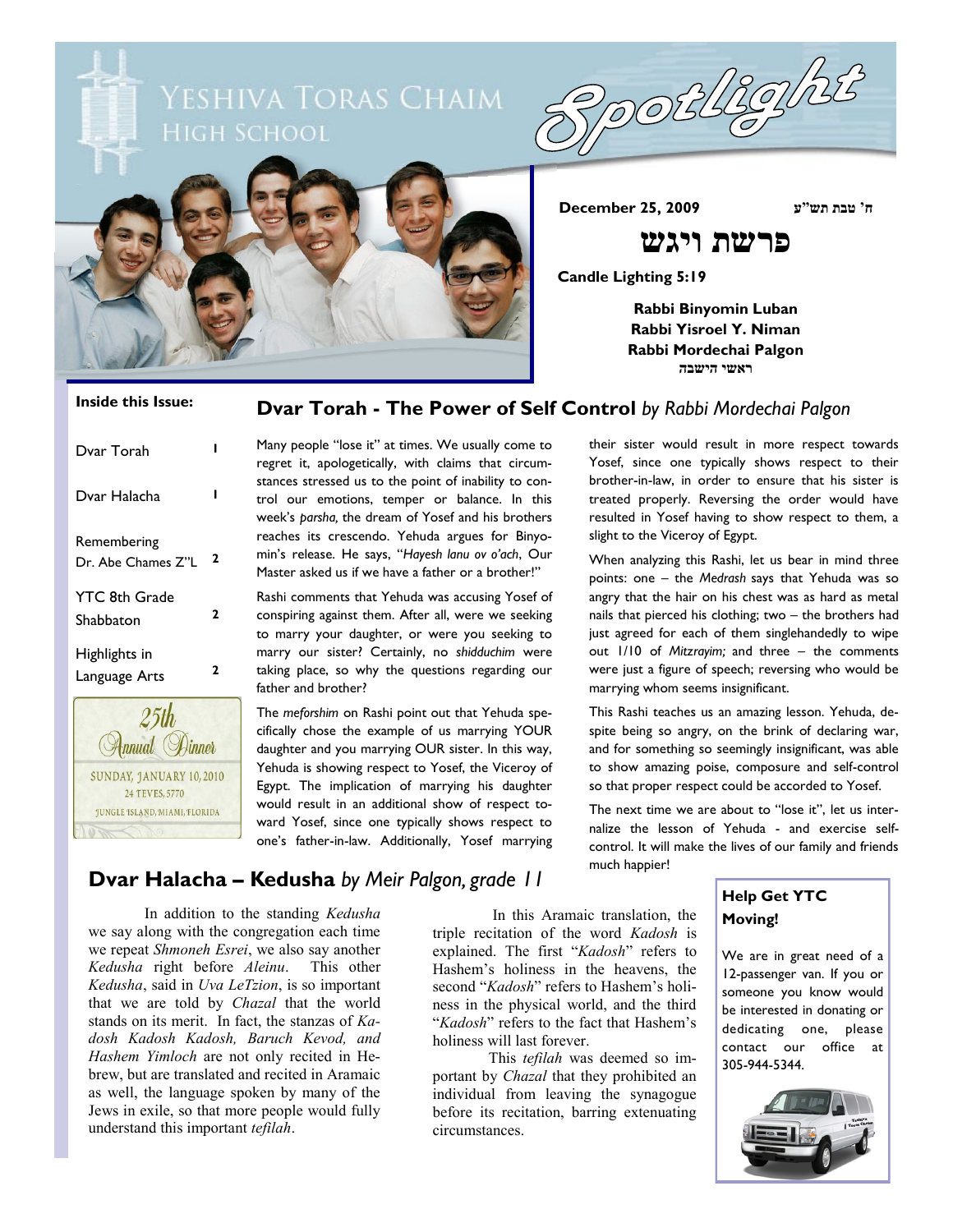# Yeshiva Toras Chaim High School

## Spotlight

**December 25, 2009** — **ח' טבת תש"ע**

# פרשת ויגש

**Candle Lighting 5:19**

**Rabbi Binyomin Luban**
**Rabbi Yisroel Y. Niman**
**Rabbi Mordechai Palgon**
**ראשי הישבה**

**Inside this Issue:**

| | |
|---|---|
| Dvar Torah | 1 |
| Dvar Halacha | 1 |
| Remembering Dr. Abe Chames Z"L | 2 |
| YTC 8th Grade Shabbaton | 2 |
| Highlights in Language Arts | 2 |

25th Annual Dinner
SUNDAY, JANUARY 10, 2010
24 TEVES, 5770
JUNGLE ISLAND, MIAMI, FLORIDA

## Dvar Torah - The Power of Self Control *by Rabbi Mordechai Palgon*

Many people "lose it" at times. We usually come to regret it, apologetically, with claims that circumstances stressed us to the point of inability to control our emotions, temper or balance. In this week's *parsha,* the dream of Yosef and his brothers reaches its crescendo. Yehuda argues for Binyomin's release. He says, "*Hayesh lanu ov o'ach*, Our Master asked us if we have a father or a brother!"

Rashi comments that Yehuda was accusing Yosef of conspiring against them. After all, were we seeking to marry your daughter, or were you seeking to marry our sister? Certainly, no *shidduchim* were taking place, so why the questions regarding our father and brother?

The *meforshim* on Rashi point out that Yehuda specifically chose the example of us marrying YOUR daughter and you marrying OUR sister. In this way, Yehuda is showing respect to Yosef, the Viceroy of Egypt. The implication of marrying his daughter would result in an additional show of respect toward Yosef, since one typically shows respect to one's father-in-law. Additionally, Yosef marrying their sister would result in more respect towards Yosef, since one typically shows respect to their brother-in-law, in order to ensure that his sister is treated properly. Reversing the order would have resulted in Yosef having to show respect to them, a slight to the Viceroy of Egypt.

When analyzing this Rashi, let us bear in mind three points: one – the *Medrash* says that Yehuda was so angry that the hair on his chest was as hard as metal nails that pierced his clothing; two – the brothers had just agreed for each of them singlehandedly to wipe out 1/10 of *Mitzrayim;* and three – the comments were just a figure of speech; reversing who would be marrying whom seems insignificant.

This Rashi teaches us an amazing lesson. Yehuda, despite being so angry, on the brink of declaring war, and for something so seemingly insignificant, was able to show amazing poise, composure and self-control so that proper respect could be accorded to Yosef.

The next time we are about to "lose it", let us internalize the lesson of Yehuda - and exercise self-control. It will make the lives of our family and friends much happier!

## Dvar Halacha – Kedusha *by Meir Palgon, grade 11*

In addition to the standing *Kedusha* we say along with the congregation each time we repeat *Shmoneh Esrei*, we also say another *Kedusha* right before *Aleinu*. This other *Kedusha*, said in *Uva LeTzion*, is so important that we are told by *Chazal* that the world stands on its merit. In fact, the stanzas of *Kadosh Kadosh Kadosh, Baruch Kevod, and Hashem Yimloch* are not only recited in Hebrew, but are translated and recited in Aramaic as well, the language spoken by many of the Jews in exile, so that more people would fully understand this important *tefilah*.

In this Aramaic translation, the triple recitation of the word *Kadosh* is explained. The first "*Kadosh*" refers to Hashem's holiness in the heavens, the second "*Kadosh*" refers to Hashem's holiness in the physical world, and the third "*Kadosh*" refers to the fact that Hashem's holiness will last forever.

This *tefilah* was deemed so important by *Chazal* that they prohibited an individual from leaving the synagogue before its recitation, barring extenuating circumstances.

### Help Get YTC Moving!

We are in great need of a 12-passenger van. If you or someone you know would be interested in donating or dedicating one, please contact our office at 305-944-5344.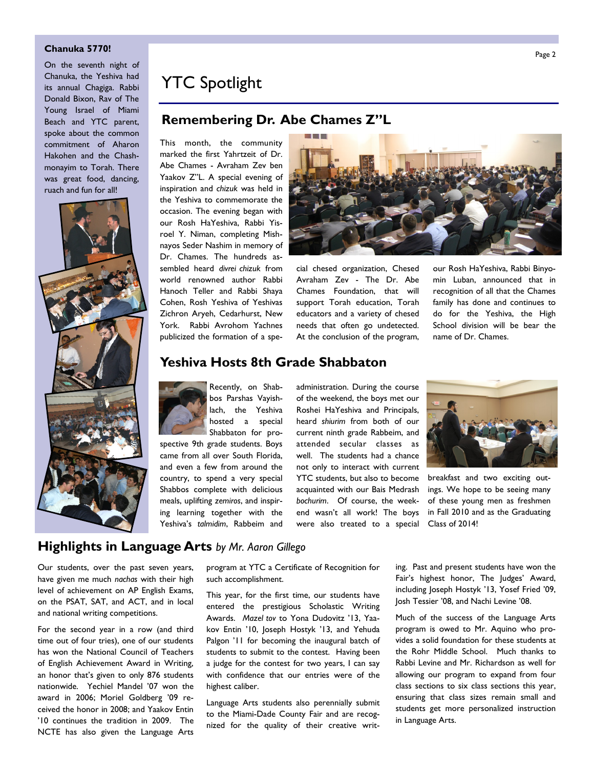**Chanuka 5770!**

On the seventh night of Chanuka, the Yeshiva had its annual Chagiga. Rabbi Donald Bixon, Rav of The Young Israel of Miami Beach and YTC parent, spoke about the common commitment of Aharon Hakohen and the Chashmonayim to Torah. There was great food, dancing, ruach and fun for all!

# YTC Spotlight

## Remembering Dr. Abe Chames Z"L

This month, the community marked the first Yahrtzeit of Dr. Abe Chames - Avraham Zev ben Yaakov Z"L. A special evening of inspiration and *chizuk* was held in the Yeshiva to commemorate the occasion. The evening began with our Rosh HaYeshiva, Rabbi Yisroel Y. Niman, completing Mishnayos Seder Nashim in memory of Dr. Chames. The hundreds assembled heard *divrei chizuk* from world renowned author Rabbi Hanoch Teller and Rabbi Shaya Cohen, Rosh Yeshiva of Yeshivas Zichron Aryeh, Cedarhurst, New York. Rabbi Avrohom Yachnes publicized the formation of a special chesed organization, Chesed Avraham Zev - The Dr. Abe Chames Foundation, that will support Torah education, Torah educators and a variety of chesed needs that often go undetected. At the conclusion of the program, our Rosh HaYeshiva, Rabbi Binyomin Luban, announced that in recognition of all that the Chames family has done and continues to do for the Yeshiva, the High School division will be bear the name of Dr. Chames.

## Yeshiva Hosts 8th Grade Shabbaton

Recently, on Shabbos Parshas Vayishlach, the Yeshiva hosted a special Shabbaton for prospective 9th grade students. Boys came from all over South Florida, and even a few from around the country, to spend a very special Shabbos complete with delicious meals, uplifting *zemiros*, and inspiring learning together with the Yeshiva's *talmidim*, Rabbeim and administration. During the course of the weekend, the boys met our Roshei HaYeshiva and Principals, heard *shiurim* from both of our current ninth grade Rabbeim, and attended secular classes as well. The students had a chance not only to interact with current YTC students, but also to become acquainted with our Bais Medrash *bochurim*. Of course, the weekend wasn't all work! The boys were also treated to a special breakfast and two exciting outings. We hope to be seeing many of these young men as freshmen in Fall 2010 and as the Graduating Class of 2014!

## Highlights in Language Arts *by Mr. Aaron Gillego*

Our students, over the past seven years, have given me much *nachas* with their high level of achievement on AP English Exams, on the PSAT, SAT, and ACT, and in local and national writing competitions.

For the second year in a row (and third time out of four tries), one of our students has won the National Council of Teachers of English Achievement Award in Writing, an honor that's given to only 876 students nationwide. Yechiel Mandel '07 won the award in 2006; Moriel Goldberg '09 received the honor in 2008; and Yaakov Entin '10 continues the tradition in 2009. The NCTE has also given the Language Arts program at YTC a Certificate of Recognition for such accomplishment.

This year, for the first time, our students have entered the prestigious Scholastic Writing Awards. *Mazel tov* to Yona Dudovitz '13, Yaakov Entin '10, Joseph Hostyk '13, and Yehuda Palgon '11 for becoming the inaugural batch of students to submit to the contest. Having been a judge for the contest for two years, I can say with confidence that our entries were of the highest caliber.

Language Arts students also perennially submit to the Miami-Dade County Fair and are recognized for the quality of their creative writing. Past and present students have won the Fair's highest honor, The Judges' Award, including Joseph Hostyk '13, Yosef Fried '09, Josh Tessier '08, and Nachi Levine '08.

Much of the success of the Language Arts program is owed to Mr. Aquino who provides a solid foundation for these students at the Rohr Middle School. Much thanks to Rabbi Levine and Mr. Richardson as well for allowing our program to expand from four class sections to six class sections this year, ensuring that class sizes remain small and students get more personalized instruction in Language Arts.